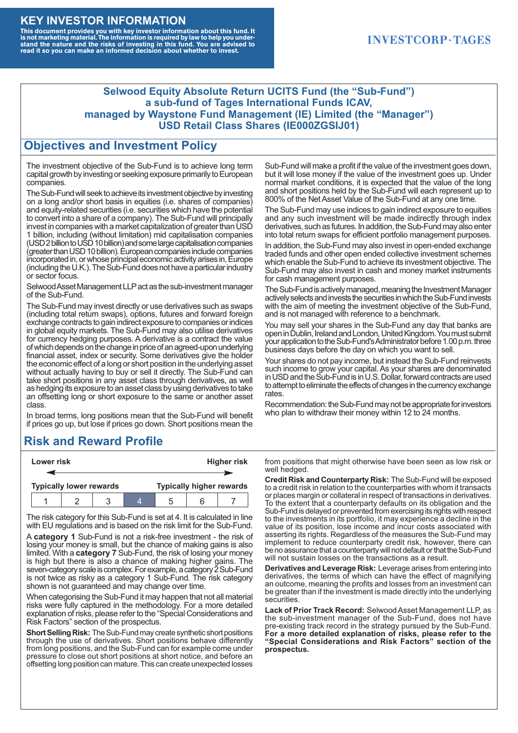# KEY INVESTOR INFORMATION

**This document provides you with key investor information about this fund. It is not marketing material. The information is required by law to help you understand the nature and the risks of investing in this fund. You are advised to read it so you can make an informed decision about whether to invest.**

INVESTCORP-TAGES

## Selwood Equity Absolute Return UCITS Fund (the "Sub-Fund") a sub-fund of Tages International Funds ICAV, managed by Waystone Fund Management (IE) Limited (the "Manager") USD Retail Class Shares (IE000ZGSIJ01)

## Objectives and Investment Policy

The investment objective of the Sub-Fund is to achieve long term capital growth by investing or seeking exposure primarily to European companies.

The Sub-Fund will seek to achieve its investment objective by investing on a long and/or short basis in equities (i.e. shares of companies) and equity-related securities (i.e. securities which have the potential to convert into a share of a company). The Sub-Fund will principally invest in companies with a market capitalization of greater than USD 1 billion, including (without limitation) mid capitalisation companies (USD 2 billion to USD 10 billion) and some large capitalisation companies (greater than USD 10 billion). European companies include companies incorporated in, or whose principal economic activity arises in, Europe (including the U.K.). The Sub-Fund does not have a particular industry or sector focus.

Selwood Asset Management LLP act as the sub-investment manager of the Sub-Fund.

The Sub-Fund may invest directly or use derivatives such as swaps (including total return swaps), options, futures and forward foreign exchange contracts to gain indirect exposure to companies or indices in global equity markets. The Sub-Fund may also utilise derivatives for currency hedging purposes. A derivative is a contract the value of which depends on the change in price of an agreed-upon underlying financial asset, index or security. Some derivatives give the holder the economic effect of a long or short position in the underlying asset without actually having to buy or sell it directly. The Sub-Fund can take short positions in any asset class through derivatives, as well as hedging its exposure to an asset class by using derivatives to take an offsetting long or short exposure to the same or another asset class.

In broad terms, long positions mean that the Sub-Fund will benefit if prices go up, but lose if prices go down. Short positions mean the Sub-Fund will make a profit if the value of the investment goes down, but it will lose money if the value of the investment goes up. Under normal market conditions, it is expected that the value of the long and short positions held by the Sub-Fund will each represent up to 800% of the Net Asset Value of the Sub-Fund at any one time.

The Sub-Fund may use indices to gain indirect exposure to equities and any such investment will be made indirectly through index derivatives, such as futures. In addition, the Sub-Fund may also enter into total return swaps for efficient portfolio management purposes.

In addition, the Sub-Fund may also invest in open-ended exchange traded funds and other open ended collective investment schemes which enable the Sub-Fund to achieve its investment objective. The Sub-Fund may also invest in cash and money market instruments for cash management purposes.

The Sub-Fund is actively managed, meaning the Investment Manager actively selects and invests the securities in which the Sub-Fund invests with the aim of meeting the investment objective of the Sub-Fund, and is not managed with reference to a benchmark.

You may sell your shares in the Sub-Fund any day that banks are open in Dublin, Ireland and London, United Kingdom. You must submit your application to the Sub-Fund's Administrator before 1.00 p.m. three business days before the day on which you want to sell.

Your shares do not pay income, but instead the Sub-Fund reinvests such income to grow your capital. As your shares are denominated in USD and the Sub-Fund is in U.S. Dollar, forward contracts are used to attempt to eliminate the effects of changes in the currency exchange rates.

Recommendation: the Sub-Fund may not be appropriate for investors who plan to withdraw their money within 12 to 24 months.

## Risk and Reward Profile

| Lower risk | | | | | | Higher risk |
|---|---|---|---|---|---|---|
| Typically lower rewards | | | | | | Typically higher rewards |
| 1 | 2 | 3 | **4** | 5 | 6 | 7 |

The risk category for this Sub-Fund is set at 4. It is calculated in line with EU regulations and is based on the risk limit for the Sub-Fund.

A **category 1** Sub-Fund is not a risk-free investment - the risk of losing your money is small, but the chance of making gains is also limited. With a **category 7** Sub-Fund, the risk of losing your money is high but there is also a chance of making higher gains. The seven-category scale is complex. For example, a category 2 Sub-Fund is not twice as risky as a category 1 Sub-Fund. The risk category shown is not guaranteed and may change over time.

When categorising the Sub-Fund it may happen that not all material risks were fully captured in the methodology. For a more detailed explanation of risks, please refer to the "Special Considerations and Risk Factors" section of the prospectus.

**Short Selling Risk:** The Sub-Fund may create synthetic short positions through the use of derivatives. Short positions behave differently from long positions, and the Sub-Fund can for example come under pressure to close out short positions at short notice, and before an offsetting long position can mature. This can create unexpected losses from positions that might otherwise have been seen as low risk or well hedged.

**Credit Risk and Counterparty Risk:** The Sub-Fund will be exposed to a credit risk in relation to the counterparties with whom it transacts or places margin or collateral in respect of transactions in derivatives. To the extent that a counterparty defaults on its obligation and the Sub-Fund is delayed or prevented from exercising its rights with respect to the investments in its portfolio, it may experience a decline in the value of its position, lose income and incur costs associated with asserting its rights. Regardless of the measures the Sub-Fund may implement to reduce counterparty credit risk, however, there can be no assurance that a counterparty will not default or that the Sub-Fund will not sustain losses on the transactions as a result.

**Derivatives and Leverage Risk:** Leverage arises from entering into derivatives, the terms of which can have the effect of magnifying an outcome, meaning the profits and losses from an investment can be greater than if the investment is made directly into the underlying securities.

**Lack of Prior Track Record:** Selwood Asset Management LLP, as the sub-investment manager of the Sub-Fund, does not have pre-existing track record in the strategy pursued by the Sub-Fund. **For a more detailed explanation of risks, please refer to the "Special Considerations and Risk Factors" section of the prospectus.**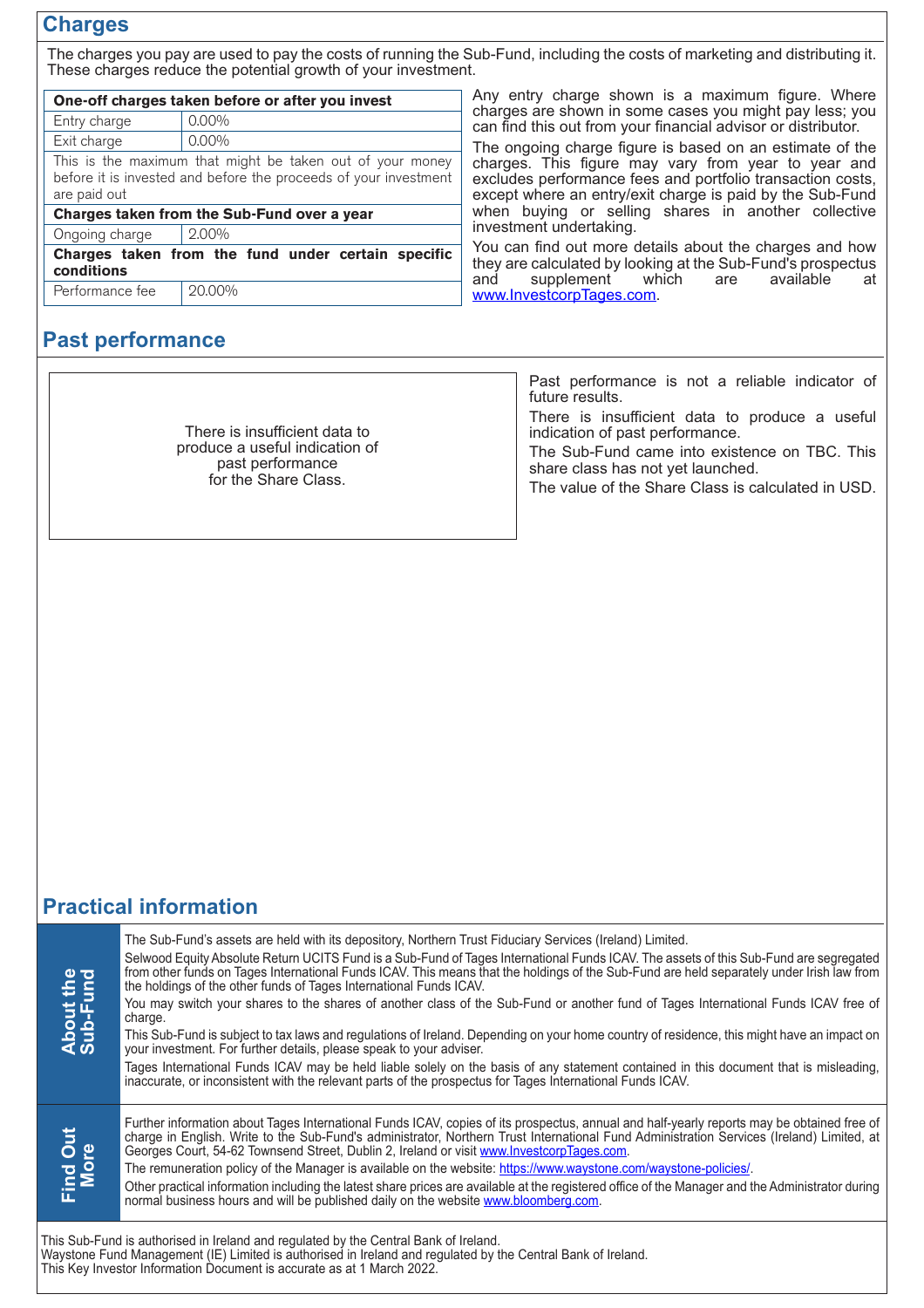## Charges

The charges you pay are used to pay the costs of running the Sub-Fund, including the costs of marketing and distributing it. These charges reduce the potential growth of your investment.

| One-off charges taken before or after you invest | |
|---|---|
| Entry charge | 0.00% |
| Exit charge | 0.00% |
| This is the maximum that might be taken out of your money before it is invested and before the proceeds of your investment are paid out | |
| **Charges taken from the Sub-Fund over a year** | |
| Ongoing charge | 2.00% |
| **Charges taken from the fund under certain specific conditions** | |
| Performance fee | 20.00% |

Any entry charge shown is a maximum figure. Where charges are shown in some cases you might pay less; you can find this out from your financial advisor or distributor.

The ongoing charge figure is based on an estimate of the charges. This figure may vary from year to year and excludes performance fees and portfolio transaction costs, except where an entry/exit charge is paid by the Sub-Fund when buying or selling shares in another collective investment undertaking.

You can find out more details about the charges and how they are calculated by looking at the Sub-Fund's prospectus and supplement which are available at www.InvestcorpTages.com.

## Past performance

There is insufficient data to produce a useful indication of past performance for the Share Class.

Past performance is not a reliable indicator of future results.

There is insufficient data to produce a useful indication of past performance.

The Sub-Fund came into existence on TBC. This share class has not yet launched.

The value of the Share Class is calculated in USD.

## Practical information

**About the Sub-Fund**

The Sub-Fund's assets are held with its depository, Northern Trust Fiduciary Services (Ireland) Limited.

Selwood Equity Absolute Return UCITS Fund is a Sub-Fund of Tages International Funds ICAV. The assets of this Sub-Fund are segregated from other funds on Tages International Funds ICAV. This means that the holdings of the Sub-Fund are held separately under Irish law from the holdings of the other funds of Tages International Funds ICAV.

You may switch your shares to the shares of another class of the Sub-Fund or another fund of Tages International Funds ICAV free of charge.

This Sub-Fund is subject to tax laws and regulations of Ireland. Depending on your home country of residence, this might have an impact on your investment. For further details, please speak to your adviser.

Tages International Funds ICAV may be held liable solely on the basis of any statement contained in this document that is misleading, inaccurate, or inconsistent with the relevant parts of the prospectus for Tages International Funds ICAV.

**Find Out More**

Further information about Tages International Funds ICAV, copies of its prospectus, annual and half-yearly reports may be obtained free of charge in English. Write to the Sub-Fund's administrator, Northern Trust International Fund Administration Services (Ireland) Limited, at Georges Court, 54-62 Townsend Street, Dublin 2, Ireland or visit www.InvestcorpTages.com.

The remuneration policy of the Manager is available on the website: https://www.waystone.com/waystone-policies/.

Other practical information including the latest share prices are available at the registered office of the Manager and the Administrator during normal business hours and will be published daily on the website www.bloomberg.com.

This Sub-Fund is authorised in Ireland and regulated by the Central Bank of Ireland.
Waystone Fund Management (IE) Limited is authorised in Ireland and regulated by the Central Bank of Ireland.
This Key Investor Information Document is accurate as at 1 March 2022.